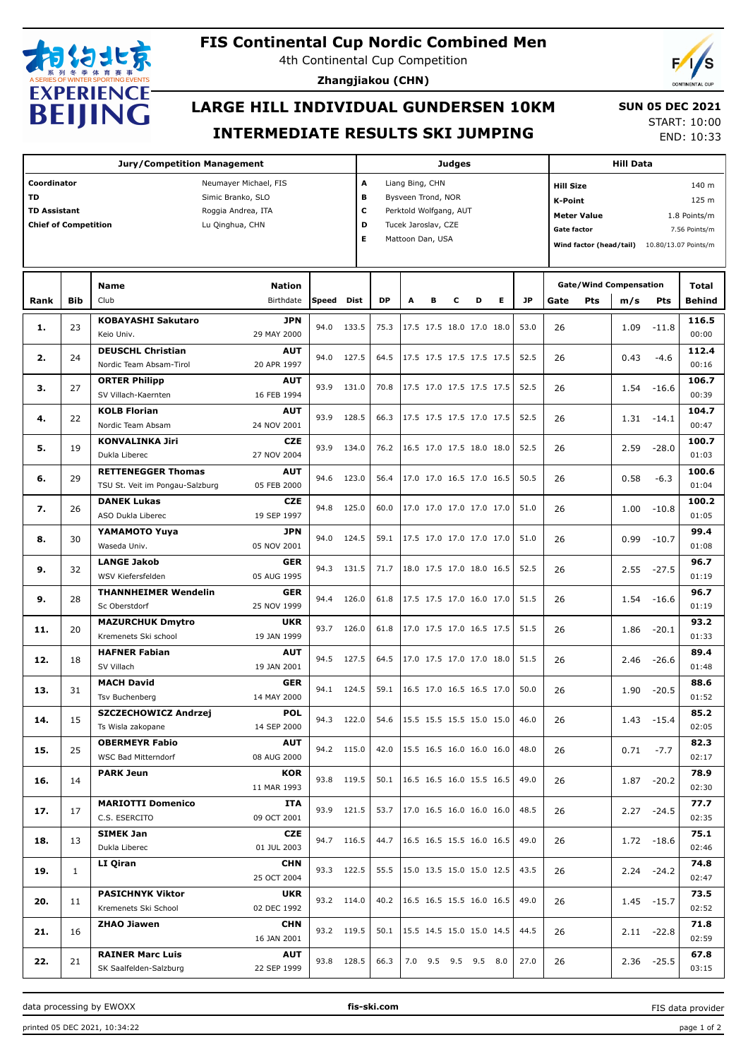# FIS Continental Cup Nordic Combined Men

4th Continental Cup Competition

**Zhangjiakou (CHN)**

## LARGE HILL INDIVIDUAL GUNDERSEN 10KM

## INTERMEDIATE RESULTS SKI JUMPING

**SUN 05 DEC 2021**

START: 10:00

END: 10:33

| Jury/Competition Management | | Judges | | Hill Data | |
|---|---|---|---|---|---|
| Coordinator | Neumayer Michael, FIS | A | Liang Bing, CHN | Hill Size | 140 m |
| TD | Simic Branko, SLO | B | Bysveen Trond, NOR | K-Point | 125 m |
| TD Assistant | Roggia Andrea, ITA | C | Perktold Wolfgang, AUT | Meter Value | 1.8 Points/m |
| Chief of Competition | Lu Qinghua, CHN | D | Tucek Jaroslav, CZE | Gate factor | 7.56 Points/m |
| | | E | Mattoon Dan, USA | Wind factor (head/tail) | 10.80/13.07 Points/m |

| Rank | Bib | Name / Club | Nation / Birthdate | Speed | Dist | DP | A | B | C | D | E | JP | Gate | Pts | m/s | Pts | Total / Behind |
|---|---|---|---|---|---|---|---|---|---|---|---|---|---|---|---|---|---|
| 1. | 23 | **KOBAYASHI Sakutaro** Keio Univ. | **JPN** 29 MAY 2000 | 94.0 | 133.5 | 75.3 | 17.5 | 17.5 | 18.0 | 17.0 | 18.0 | 53.0 | 26 | | 1.09 | -11.8 | **116.5** 00:00 |
| 2. | 24 | **DEUSCHL Christian** Nordic Team Absam-Tirol | **AUT** 20 APR 1997 | 94.0 | 127.5 | 64.5 | 17.5 | 17.5 | 17.5 | 17.5 | 17.5 | 52.5 | 26 | | 0.43 | -4.6 | **112.4** 00:16 |
| 3. | 27 | **ORTER Philipp** SV Villach-Kaernten | **AUT** 16 FEB 1994 | 93.9 | 131.0 | 70.8 | 17.5 | 17.0 | 17.5 | 17.5 | 17.5 | 52.5 | 26 | | 1.54 | -16.6 | **106.7** 00:39 |
| 4. | 22 | **KOLB Florian** Nordic Team Absam | **AUT** 24 NOV 2001 | 93.9 | 128.5 | 66.3 | 17.5 | 17.5 | 17.5 | 17.0 | 17.5 | 52.5 | 26 | | 1.31 | -14.1 | **104.7** 00:47 |
| 5. | 19 | **KONVALINKA Jiri** Dukla Liberec | **CZE** 27 NOV 2004 | 93.9 | 134.0 | 76.2 | 16.5 | 17.0 | 17.5 | 18.0 | 18.0 | 52.5 | 26 | | 2.59 | -28.0 | **100.7** 01:03 |
| 6. | 29 | **RETTENEGGER Thomas** TSU St. Veit im Pongau-Salzburg | **AUT** 05 FEB 2000 | 94.6 | 123.0 | 56.4 | 17.0 | 17.0 | 16.5 | 17.0 | 16.5 | 50.5 | 26 | | 0.58 | -6.3 | **100.6** 01:04 |
| 7. | 26 | **DANEK Lukas** ASO Dukla Liberec | **CZE** 19 SEP 1997 | 94.8 | 125.0 | 60.0 | 17.0 | 17.0 | 17.0 | 17.0 | 17.0 | 51.0 | 26 | | 1.00 | -10.8 | **100.2** 01:05 |
| 8. | 30 | **YAMAMOTO Yuya** Waseda Univ. | **JPN** 05 NOV 2001 | 94.0 | 124.5 | 59.1 | 17.5 | 17.0 | 17.0 | 17.0 | 17.0 | 51.0 | 26 | | 0.99 | -10.7 | **99.4** 01:08 |
| 9. | 32 | **LANGE Jakob** WSV Kiefersfelden | **GER** 05 AUG 1995 | 94.3 | 131.5 | 71.7 | 18.0 | 17.5 | 17.0 | 18.0 | 16.5 | 52.5 | 26 | | 2.55 | -27.5 | **96.7** 01:19 |
| 9. | 28 | **THANNHEIMER Wendelin** Sc Oberstdorf | **GER** 25 NOV 1999 | 94.4 | 126.0 | 61.8 | 17.5 | 17.5 | 17.0 | 16.0 | 17.0 | 51.5 | 26 | | 1.54 | -16.6 | **96.7** 01:19 |
| 11. | 20 | **MAZURCHUK Dmytro** Kremenets Ski school | **UKR** 19 JAN 1999 | 93.7 | 126.0 | 61.8 | 17.0 | 17.5 | 17.0 | 16.5 | 17.5 | 51.5 | 26 | | 1.86 | -20.1 | **93.2** 01:33 |
| 12. | 18 | **HAFNER Fabian** SV Villach | **AUT** 19 JAN 2001 | 94.5 | 127.5 | 64.5 | 17.0 | 17.5 | 17.0 | 17.0 | 18.0 | 51.5 | 26 | | 2.46 | -26.6 | **89.4** 01:48 |
| 13. | 31 | **MACH David** Tsv Buchenberg | **GER** 14 MAY 2000 | 94.1 | 124.5 | 59.1 | 16.5 | 17.0 | 16.5 | 16.5 | 17.0 | 50.0 | 26 | | 1.90 | -20.5 | **88.6** 01:52 |
| 14. | 15 | **SZCZECHOWICZ Andrzej** Ts Wisla zakopane | **POL** 14 SEP 2000 | 94.3 | 122.0 | 54.6 | 15.5 | 15.5 | 15.5 | 15.0 | 15.0 | 46.0 | 26 | | 1.43 | -15.4 | **85.2** 02:05 |
| 15. | 25 | **OBERMEYR Fabio** WSC Bad Mitterndorf | **AUT** 08 AUG 2000 | 94.2 | 115.0 | 42.0 | 15.5 | 16.5 | 16.0 | 16.0 | 16.0 | 48.0 | 26 | | 0.71 | -7.7 | **82.3** 02:17 |
| 16. | 14 | **PARK Jeun** | **KOR** 11 MAR 1993 | 93.8 | 119.5 | 50.1 | 16.5 | 16.5 | 16.0 | 15.5 | 16.5 | 49.0 | 26 | | 1.87 | -20.2 | **78.9** 02:30 |
| 17. | 17 | **MARIOTTI Domenico** C.S. ESERCITO | **ITA** 09 OCT 2001 | 93.9 | 121.5 | 53.7 | 17.0 | 16.5 | 16.0 | 16.0 | 16.0 | 48.5 | 26 | | 2.27 | -24.5 | **77.7** 02:35 |
| 18. | 13 | **SIMEK Jan** Dukla Liberec | **CZE** 01 JUL 2003 | 94.7 | 116.5 | 44.7 | 16.5 | 16.5 | 15.5 | 16.0 | 16.5 | 49.0 | 26 | | 1.72 | -18.6 | **75.1** 02:46 |
| 19. | 1 | **LI Qiran** | **CHN** 25 OCT 2004 | 93.3 | 122.5 | 55.5 | 15.0 | 13.5 | 15.0 | 15.0 | 12.5 | 43.5 | 26 | | 2.24 | -24.2 | **74.8** 02:47 |
| 20. | 11 | **PASICHNYK Viktor** Kremenets Ski School | **UKR** 02 DEC 1992 | 93.2 | 114.0 | 40.2 | 16.5 | 16.5 | 15.5 | 16.0 | 16.5 | 49.0 | 26 | | 1.45 | -15.7 | **73.5** 02:52 |
| 21. | 16 | **ZHAO Jiawen** | **CHN** 16 JAN 2001 | 93.2 | 119.5 | 50.1 | 15.5 | 14.5 | 15.0 | 15.0 | 14.5 | 44.5 | 26 | | 2.11 | -22.8 | **71.8** 02:59 |
| 22. | 21 | **RAINER Marc Luis** SK Saalfelden-Salzburg | **AUT** 22 SEP 1999 | 93.8 | 128.5 | 66.3 | 7.0 | 9.5 | 9.5 | 9.5 | 8.0 | 27.0 | 26 | | 2.36 | -25.5 | **67.8** 03:15 |

data processing by EWOXX — fis-ski.com — FIS data provider

printed 05 DEC 2021, 10:34:22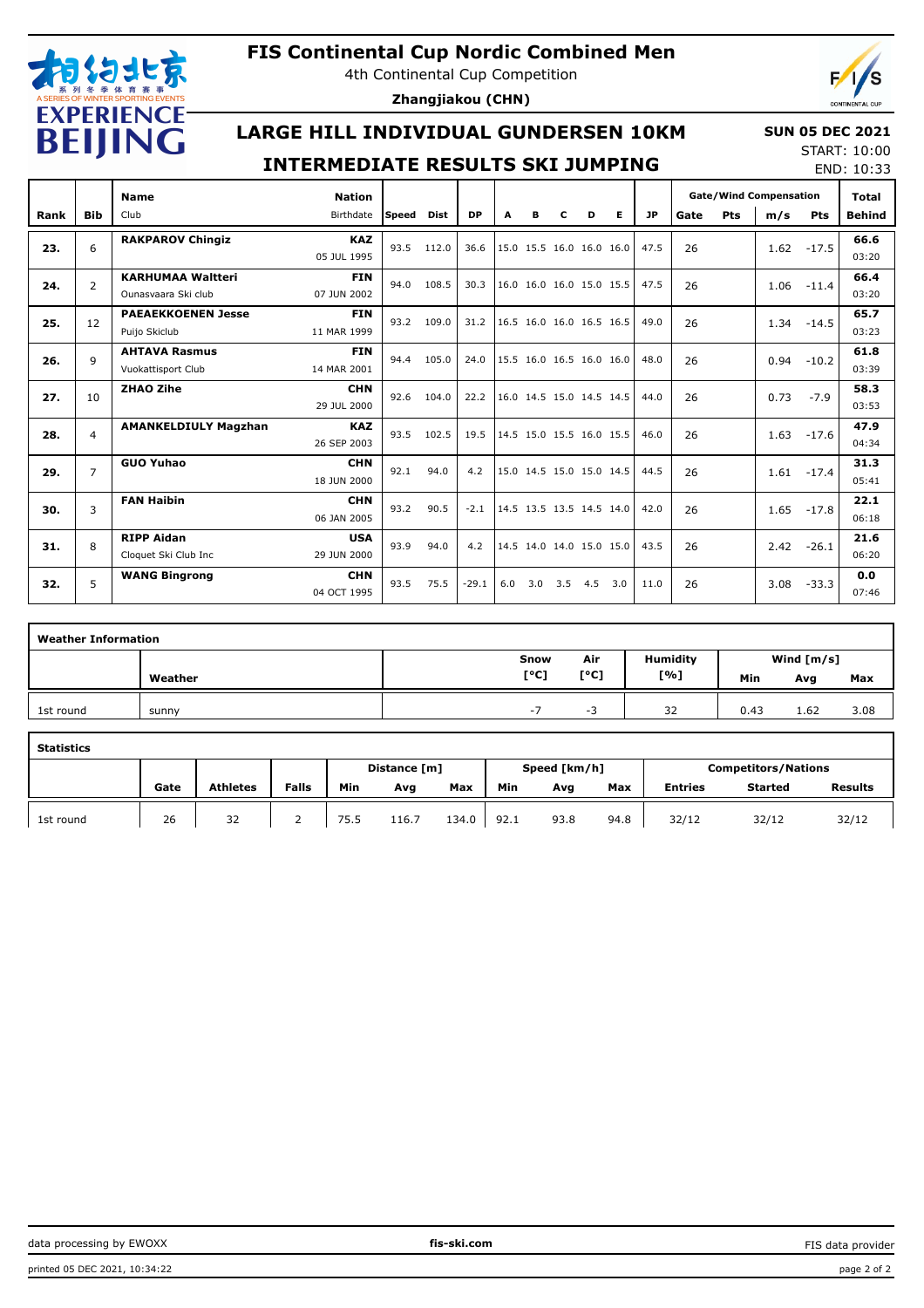# FIS Continental Cup Nordic Combined Men

4th Continental Cup Competition

**Zhangjiakou (CHN)**

## LARGE HILL INDIVIDUAL GUNDERSEN 10KM

## INTERMEDIATE RESULTS SKI JUMPING

**SUN 05 DEC 2021**

START: 10:00

END: 10:33

| Rank | Bib | Name / Club | Nation / Birthdate | Speed | Dist | DP | A | B | C | D | E | JP | Gate/Wind Compensation Gate | Pts | m/s | Pts | Total Behind |
|---|---|---|---|---|---|---|---|---|---|---|---|---|---|---|---|---|---|
| 23. | 6 | **RAKPAROV Chingiz** | **KAZ** 05 JUL 1995 | 93.5 | 112.0 | 36.6 | 15.0 | 15.5 | 16.0 | 16.0 | 16.0 | 47.5 | 26 | | 1.62 | -17.5 | **66.6** 03:20 |
| 24. | 2 | **KARHUMAA Waltteri** Ounasvaara Ski club | **FIN** 07 JUN 2002 | 94.0 | 108.5 | 30.3 | 16.0 | 16.0 | 16.0 | 15.0 | 15.5 | 47.5 | 26 | | 1.06 | -11.4 | **66.4** 03:20 |
| 25. | 12 | **PAEAEKKOENEN Jesse** Puijo Skiclub | **FIN** 11 MAR 1999 | 93.2 | 109.0 | 31.2 | 16.5 | 16.0 | 16.0 | 16.5 | 16.5 | 49.0 | 26 | | 1.34 | -14.5 | **65.7** 03:23 |
| 26. | 9 | **AHTAVA Rasmus** Vuokattisport Club | **FIN** 14 MAR 2001 | 94.4 | 105.0 | 24.0 | 15.5 | 16.0 | 16.5 | 16.0 | 16.0 | 48.0 | 26 | | 0.94 | -10.2 | **61.8** 03:39 |
| 27. | 10 | **ZHAO Zihe** | **CHN** 29 JUL 2000 | 92.6 | 104.0 | 22.2 | 16.0 | 14.5 | 15.0 | 14.5 | 14.5 | 44.0 | 26 | | 0.73 | -7.9 | **58.3** 03:53 |
| 28. | 4 | **AMANKELDIULY Magzhan** | **KAZ** 26 SEP 2003 | 93.5 | 102.5 | 19.5 | 14.5 | 15.0 | 15.5 | 16.0 | 15.5 | 46.0 | 26 | | 1.63 | -17.6 | **47.9** 04:34 |
| 29. | 7 | **GUO Yuhao** | **CHN** 18 JUN 2000 | 92.1 | 94.0 | 4.2 | 15.0 | 14.5 | 15.0 | 15.0 | 14.5 | 44.5 | 26 | | 1.61 | -17.4 | **31.3** 05:41 |
| 30. | 3 | **FAN Haibin** | **CHN** 06 JAN 2005 | 93.2 | 90.5 | -2.1 | 14.5 | 13.5 | 13.5 | 14.5 | 14.0 | 42.0 | 26 | | 1.65 | -17.8 | **22.1** 06:18 |
| 31. | 8 | **RIPP Aidan** Cloquet Ski Club Inc | **USA** 29 JUN 2000 | 93.9 | 94.0 | 4.2 | 14.5 | 14.0 | 14.0 | 15.0 | 15.0 | 43.5 | 26 | | 2.42 | -26.1 | **21.6** 06:20 |
| 32. | 5 | **WANG Bingrong** | **CHN** 04 OCT 1995 | 93.5 | 75.5 | -29.1 | 6.0 | 3.0 | 3.5 | 4.5 | 3.0 | 11.0 | 26 | | 3.08 | -33.3 | **0.0** 07:46 |

**Weather Information**

| | Weather | Snow [°C] | Air [°C] | Humidity [%] | Wind [m/s] Min | Avg | Max |
|---|---|---|---|---|---|---|---|
| 1st round | sunny | -7 | -3 | 32 | 0.43 | 1.62 | 3.08 |

**Statistics**

| | Gate | Athletes | Falls | Distance [m] Min | Avg | Max | Speed [km/h] Min | Avg | Max | Competitors/Nations Entries | Started | Results |
|---|---|---|---|---|---|---|---|---|---|---|---|---|
| 1st round | 26 | 32 | 2 | 75.5 | 116.7 | 134.0 | 92.1 | 93.8 | 94.8 | 32/12 | 32/12 | 32/12 |

data processing by EWOXX | fis-ski.com | FIS data provider

printed 05 DEC 2021, 10:34:22